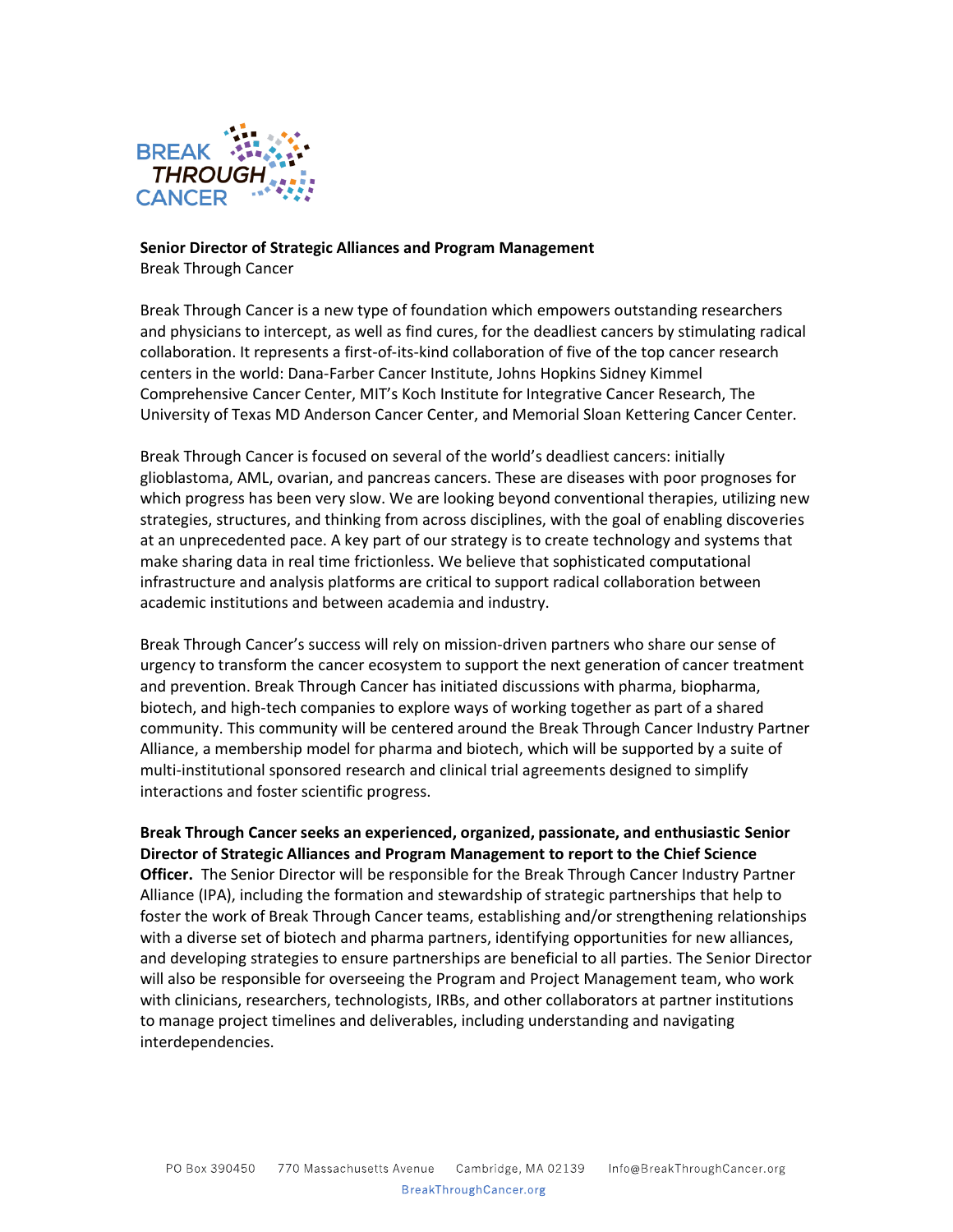**Senior Director of Strategic Alliances and Program Management**
Break Through Cancer

Break Through Cancer is a new type of foundation which empowers outstanding researchers and physicians to intercept, as well as find cures, for the deadliest cancers by stimulating radical collaboration. It represents a first-of-its-kind collaboration of five of the top cancer research centers in the world: Dana-Farber Cancer Institute, Johns Hopkins Sidney Kimmel Comprehensive Cancer Center, MIT's Koch Institute for Integrative Cancer Research, The University of Texas MD Anderson Cancer Center, and Memorial Sloan Kettering Cancer Center.

Break Through Cancer is focused on several of the world's deadliest cancers: initially glioblastoma, AML, ovarian, and pancreas cancers. These are diseases with poor prognoses for which progress has been very slow. We are looking beyond conventional therapies, utilizing new strategies, structures, and thinking from across disciplines, with the goal of enabling discoveries at an unprecedented pace. A key part of our strategy is to create technology and systems that make sharing data in real time frictionless. We believe that sophisticated computational infrastructure and analysis platforms are critical to support radical collaboration between academic institutions and between academia and industry.

Break Through Cancer's success will rely on mission-driven partners who share our sense of urgency to transform the cancer ecosystem to support the next generation of cancer treatment and prevention. Break Through Cancer has initiated discussions with pharma, biopharma, biotech, and high-tech companies to explore ways of working together as part of a shared community. This community will be centered around the Break Through Cancer Industry Partner Alliance, a membership model for pharma and biotech, which will be supported by a suite of multi-institutional sponsored research and clinical trial agreements designed to simplify interactions and foster scientific progress.

**Break Through Cancer seeks an experienced, organized, passionate, and enthusiastic Senior Director of Strategic Alliances and Program Management to report to the Chief Science Officer.** The Senior Director will be responsible for the Break Through Cancer Industry Partner Alliance (IPA), including the formation and stewardship of strategic partnerships that help to foster the work of Break Through Cancer teams, establishing and/or strengthening relationships with a diverse set of biotech and pharma partners, identifying opportunities for new alliances, and developing strategies to ensure partnerships are beneficial to all parties. The Senior Director will also be responsible for overseeing the Program and Project Management team, who work with clinicians, researchers, technologists, IRBs, and other collaborators at partner institutions to manage project timelines and deliverables, including understanding and navigating interdependencies.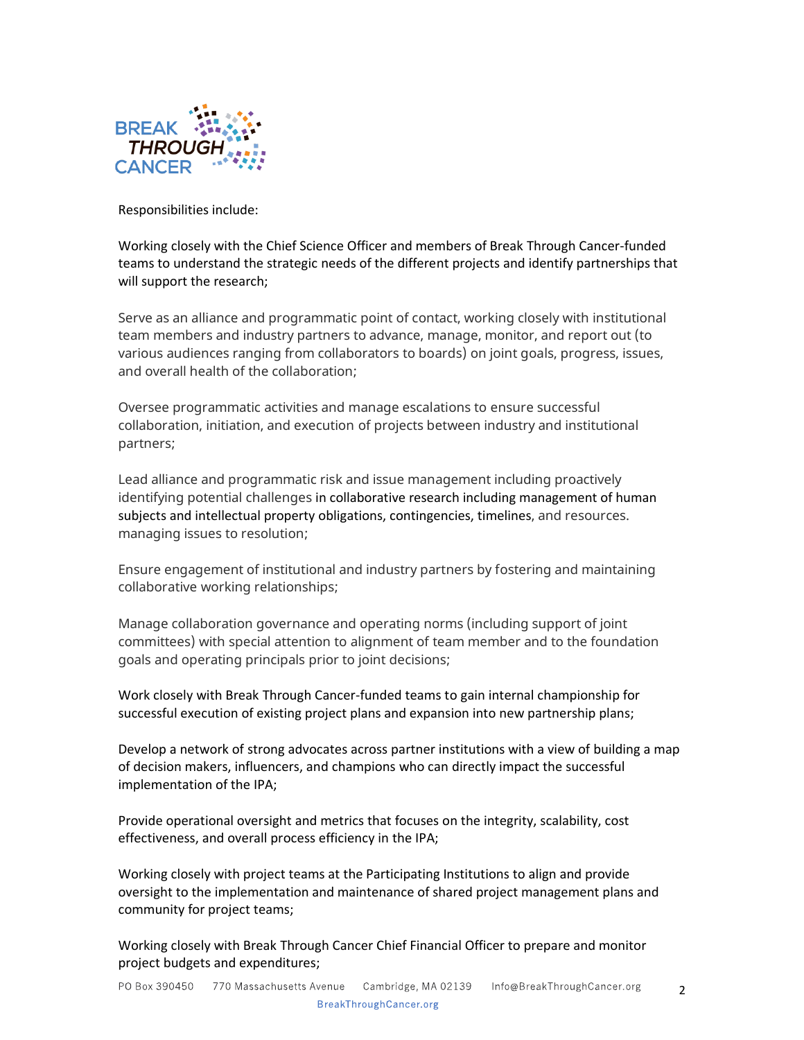Responsibilities include:

Working closely with the Chief Science Officer and members of Break Through Cancer-funded teams to understand the strategic needs of the different projects and identify partnerships that will support the research;

Serve as an alliance and programmatic point of contact, working closely with institutional team members and industry partners to advance, manage, monitor, and report out (to various audiences ranging from collaborators to boards) on joint goals, progress, issues, and overall health of the collaboration;

Oversee programmatic activities and manage escalations to ensure successful collaboration, initiation, and execution of projects between industry and institutional partners;

Lead alliance and programmatic risk and issue management including proactively identifying potential challenges in collaborative research including management of human subjects and intellectual property obligations, contingencies, timelines, and resources. managing issues to resolution;

Ensure engagement of institutional and industry partners by fostering and maintaining collaborative working relationships;

Manage collaboration governance and operating norms (including support of joint committees) with special attention to alignment of team member and to the foundation goals and operating principals prior to joint decisions;

Work closely with Break Through Cancer-funded teams to gain internal championship for successful execution of existing project plans and expansion into new partnership plans;

Develop a network of strong advocates across partner institutions with a view of building a map of decision makers, influencers, and champions who can directly impact the successful implementation of the IPA;

Provide operational oversight and metrics that focuses on the integrity, scalability, cost effectiveness, and overall process efficiency in the IPA;

Working closely with project teams at the Participating Institutions to align and provide oversight to the implementation and maintenance of shared project management plans and community for project teams;

Working closely with Break Through Cancer Chief Financial Officer to prepare and monitor project budgets and expenditures;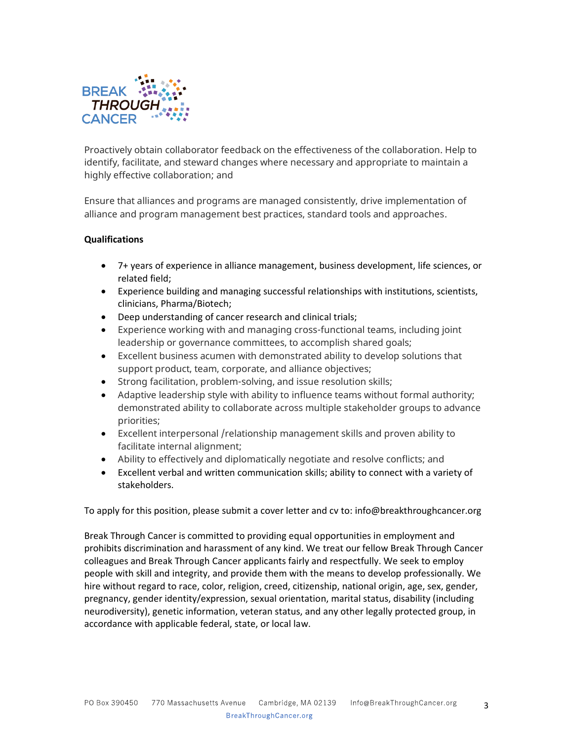Proactively obtain collaborator feedback on the effectiveness of the collaboration. Help to identify, facilitate, and steward changes where necessary and appropriate to maintain a highly effective collaboration; and

Ensure that alliances and programs are managed consistently, drive implementation of alliance and program management best practices, standard tools and approaches.

**Qualifications**

- 7+ years of experience in alliance management, business development, life sciences, or related field;
- Experience building and managing successful relationships with institutions, scientists, clinicians, Pharma/Biotech;
- Deep understanding of cancer research and clinical trials;
- Experience working with and managing cross-functional teams, including joint leadership or governance committees, to accomplish shared goals;
- Excellent business acumen with demonstrated ability to develop solutions that support product, team, corporate, and alliance objectives;
- Strong facilitation, problem-solving, and issue resolution skills;
- Adaptive leadership style with ability to influence teams without formal authority; demonstrated ability to collaborate across multiple stakeholder groups to advance priorities;
- Excellent interpersonal /relationship management skills and proven ability to facilitate internal alignment;
- Ability to effectively and diplomatically negotiate and resolve conflicts; and
- Excellent verbal and written communication skills; ability to connect with a variety of stakeholders.

To apply for this position, please submit a cover letter and cv to: info@breakthroughcancer.org

Break Through Cancer is committed to providing equal opportunities in employment and prohibits discrimination and harassment of any kind. We treat our fellow Break Through Cancer colleagues and Break Through Cancer applicants fairly and respectfully. We seek to employ people with skill and integrity, and provide them with the means to develop professionally. We hire without regard to race, color, religion, creed, citizenship, national origin, age, sex, gender, pregnancy, gender identity/expression, sexual orientation, marital status, disability (including neurodiversity), genetic information, veteran status, and any other legally protected group, in accordance with applicable federal, state, or local law.